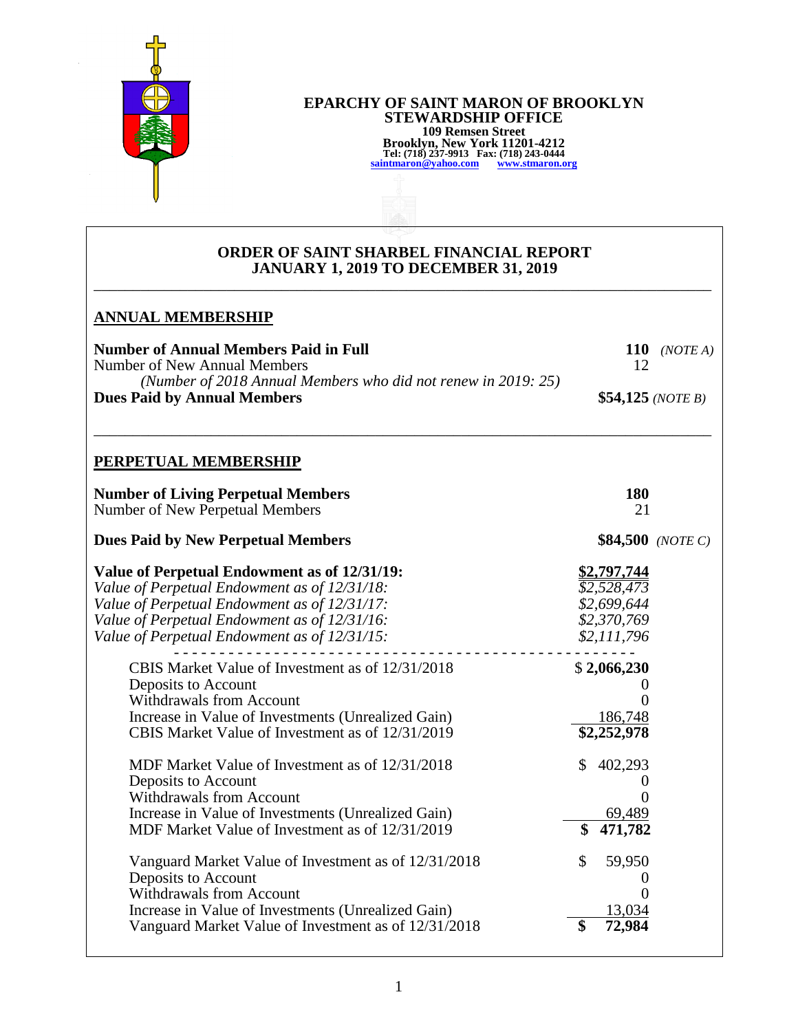**EPARCHY OF SAINT MARON OF BROOKLYN**
**STEWARDSHIP OFFICE**
**109 Remsen Street**
**Brooklyn, New York 11201-4212**
**Tel: (718) 237-9913 Fax: (718) 243-0444**
**saintmaron@yahoo.com www.stmaron.org**

# ORDER OF SAINT SHARBEL FINANCIAL REPORT
## JANUARY 1, 2019 TO DECEMBER 31, 2019

## ANNUAL MEMBERSHIP

| | | |
|---|---|---|
| **Number of Annual Members Paid in Full** | **110** | *(NOTE A)* |
| Number of New Annual Members | 12 | |
| *(Number of 2018 Annual Members who did not renew in 2019: 25)* | | |
| **Dues Paid by Annual Members** | **$54,125** | *(NOTE B)* |

## PERPETUAL MEMBERSHIP

| | | |
|---|---|---|
| **Number of Living Perpetual Members** | **180** | |
| Number of New Perpetual Members | 21 | |
| **Dues Paid by New Perpetual Members** | **$84,500** | *(NOTE C)* |

| | |
|---|---|
| **Value of Perpetual Endowment as of 12/31/19:** | **$2,797,744** |
| *Value of Perpetual Endowment as of 12/31/18:* | *$2,528,473* |
| *Value of Perpetual Endowment as of 12/31/17:* | *$2,699,644* |
| *Value of Perpetual Endowment as of 12/31/16:* | *$2,370,769* |
| *Value of Perpetual Endowment as of 12/31/15:* | *$2,111,796* |

| | |
|---|---|
| CBIS Market Value of Investment as of 12/31/2018 | $ **2,066,230** |
| Deposits to Account | 0 |
| Withdrawals from Account | 0 |
| Increase in Value of Investments (Unrealized Gain) | 186,748 |
| CBIS Market Value of Investment as of 12/31/2019 | **$2,252,978** |

| | |
|---|---|
| MDF Market Value of Investment as of 12/31/2018 | $ 402,293 |
| Deposits to Account | 0 |
| Withdrawals from Account | 0 |
| Increase in Value of Investments (Unrealized Gain) | 69,489 |
| MDF Market Value of Investment as of 12/31/2019 | **$ 471,782** |

| | |
|---|---|
| Vanguard Market Value of Investment as of 12/31/2018 | $ 59,950 |
| Deposits to Account | 0 |
| Withdrawals from Account | 0 |
| Increase in Value of Investments (Unrealized Gain) | 13,034 |
| Vanguard Market Value of Investment as of 12/31/2018 | **$ 72,984** |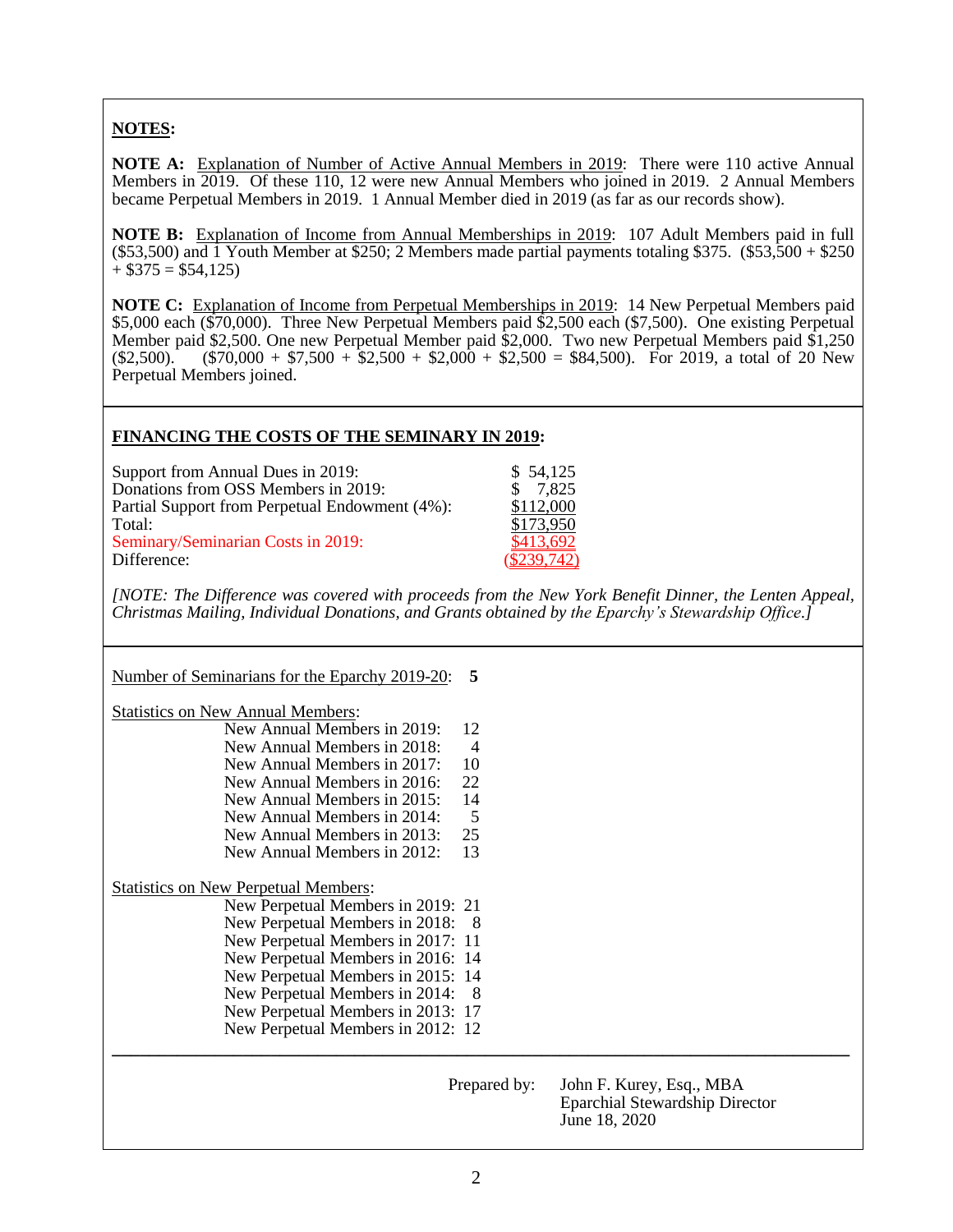**NOTES:**

**NOTE A:** Explanation of Number of Active Annual Members in 2019: There were 110 active Annual Members in 2019. Of these 110, 12 were new Annual Members who joined in 2019. 2 Annual Members became Perpetual Members in 2019. 1 Annual Member died in 2019 (as far as our records show).

**NOTE B:** Explanation of Income from Annual Memberships in 2019: 107 Adult Members paid in full ($53,500) and 1 Youth Member at $250; 2 Members made partial payments totaling $375. ($53,500 + $250 + $375 = $54,125)

**NOTE C:** Explanation of Income from Perpetual Memberships in 2019: 14 New Perpetual Members paid $5,000 each ($70,000). Three New Perpetual Members paid $2,500 each ($7,500). One existing Perpetual Member paid $2,500. One new Perpetual Member paid $2,000. Two new Perpetual Members paid $1,250 ($2,500). ($70,000 + $7,500 + $2,500 + $2,000 + $2,500 = $84,500). For 2019, a total of 20 New Perpetual Members joined.

**FINANCING THE COSTS OF THE SEMINARY IN 2019:**

| | |
|---|---|
| Support from Annual Dues in 2019: | $ 54,125 |
| Donations from OSS Members in 2019: | $ 7,825 |
| Partial Support from Perpetual Endowment (4%): | $112,000 |
| Total: | $173,950 |
| Seminary/Seminarian Costs in 2019: | $413,692 |
| Difference: | ($239,742) |

*[NOTE: The Difference was covered with proceeds from the New York Benefit Dinner, the Lenten Appeal, Christmas Mailing, Individual Donations, and Grants obtained by the Eparchy's Stewardship Office.]*

Number of Seminarians for the Eparchy 2019-20: **5**

Statistics on New Annual Members:

| | |
|---|---|
| New Annual Members in 2019: | 12 |
| New Annual Members in 2018: | 4 |
| New Annual Members in 2017: | 10 |
| New Annual Members in 2016: | 22 |
| New Annual Members in 2015: | 14 |
| New Annual Members in 2014: | 5 |
| New Annual Members in 2013: | 25 |
| New Annual Members in 2012: | 13 |

Statistics on New Perpetual Members:

| | |
|---|---|
| New Perpetual Members in 2019: | 21 |
| New Perpetual Members in 2018: | 8 |
| New Perpetual Members in 2017: | 11 |
| New Perpetual Members in 2016: | 14 |
| New Perpetual Members in 2015: | 14 |
| New Perpetual Members in 2014: | 8 |
| New Perpetual Members in 2013: | 17 |
| New Perpetual Members in 2012: | 12 |

---

Prepared by: John F. Kurey, Esq., MBA
Eparchial Stewardship Director
June 18, 2020